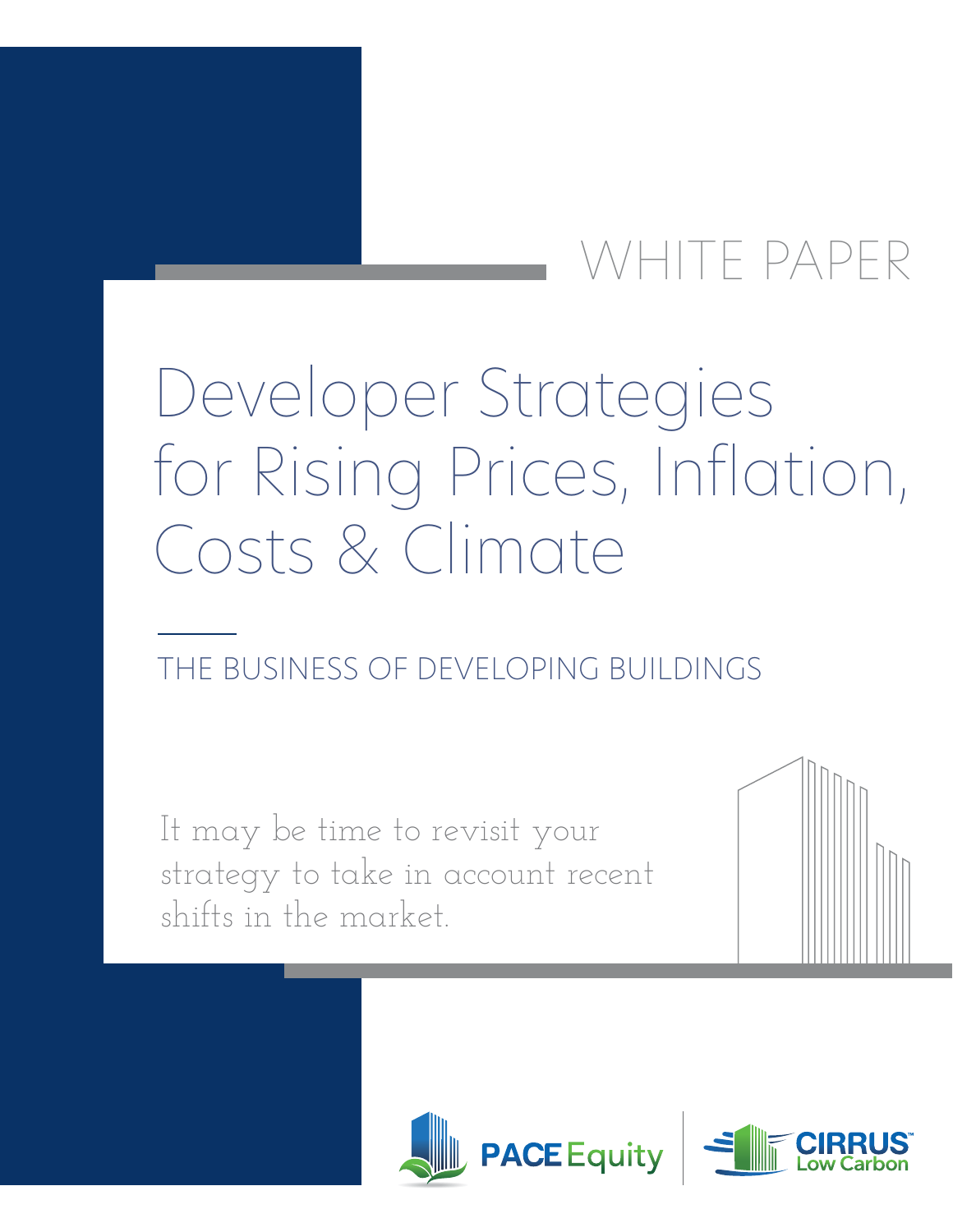WHITE PAPER

# Developer Strategies for Rising Prices, Inflation, Costs & Climate

## THE BUSINESS OF DEVELOPING BUILDINGS

*It may be time to revisit your strategy to take in account recent shifts in the market.*

PACE Equity | CIRRUS Low Carbon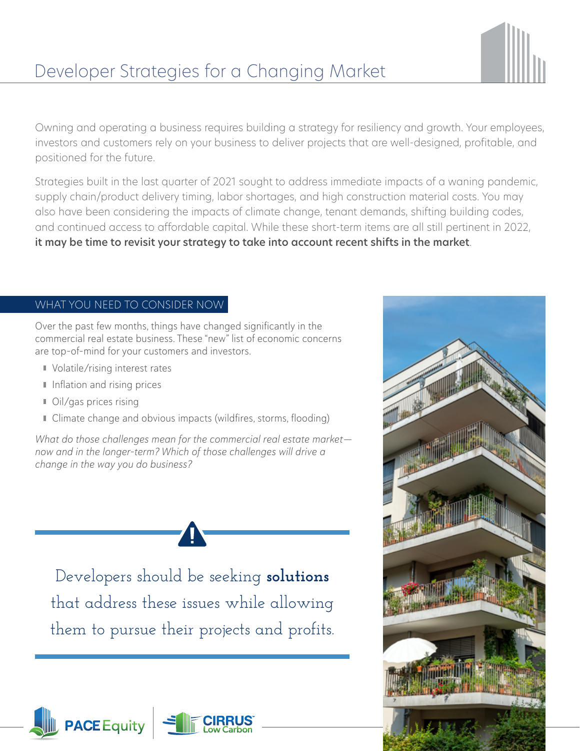# Developer Strategies for a Changing Market

Owning and operating a business requires building a strategy for resiliency and growth. Your employees, investors and customers rely on your business to deliver projects that are well-designed, profitable, and positioned for the future.

Strategies built in the last quarter of 2021 sought to address immediate impacts of a waning pandemic, supply chain/product delivery timing, labor shortages, and high construction material costs. You may also have been considering the impacts of climate change, tenant demands, shifting building codes, and continued access to affordable capital. While these short-term items are all still pertinent in 2022, **it may be time to revisit your strategy to take into account recent shifts in the market**.

## WHAT YOU NEED TO CONSIDER NOW

Over the past few months, things have changed significantly in the commercial real estate business. These "new" list of economic concerns are top-of-mind for your customers and investors.

- Volatile/rising interest rates
- Inflation and rising prices
- Oil/gas prices rising
- Climate change and obvious impacts (wildfires, storms, flooding)

*What do those challenges mean for the commercial real estate market—now and in the longer-term? Which of those challenges will drive a change in the way you do business?*

Developers should be seeking **solutions** that address these issues while allowing them to pursue their projects and profits.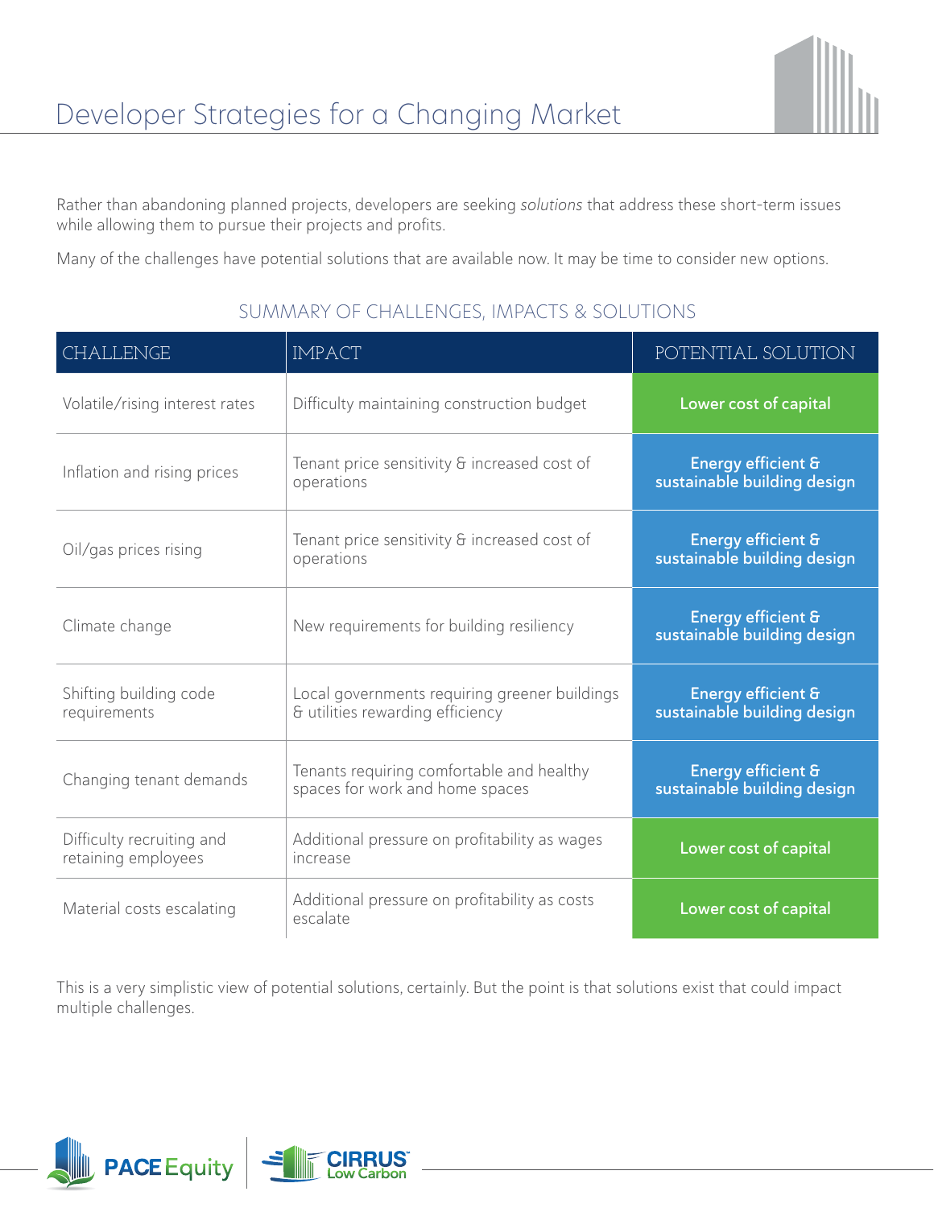# Developer Strategies for a Changing Market

Rather than abandoning planned projects, developers are seeking *solutions* that address these short-term issues while allowing them to pursue their projects and profits.

Many of the challenges have potential solutions that are available now. It may be time to consider new options.

## SUMMARY OF CHALLENGES, IMPACTS & SOLUTIONS

| CHALLENGE | IMPACT | POTENTIAL SOLUTION |
|---|---|---|
| Volatile/rising interest rates | Difficulty maintaining construction budget | **Lower cost of capital** |
| Inflation and rising prices | Tenant price sensitivity & increased cost of operations | **Energy efficient & sustainable building design** |
| Oil/gas prices rising | Tenant price sensitivity & increased cost of operations | **Energy efficient & sustainable building design** |
| Climate change | New requirements for building resiliency | **Energy efficient & sustainable building design** |
| Shifting building code requirements | Local governments requiring greener buildings & utilities rewarding efficiency | **Energy efficient & sustainable building design** |
| Changing tenant demands | Tenants requiring comfortable and healthy spaces for work and home spaces | **Energy efficient & sustainable building design** |
| Difficulty recruiting and retaining employees | Additional pressure on profitability as wages increase | **Lower cost of capital** |
| Material costs escalating | Additional pressure on profitability as costs escalate | **Lower cost of capital** |

This is a very simplistic view of potential solutions, certainly. But the point is that solutions exist that could impact multiple challenges.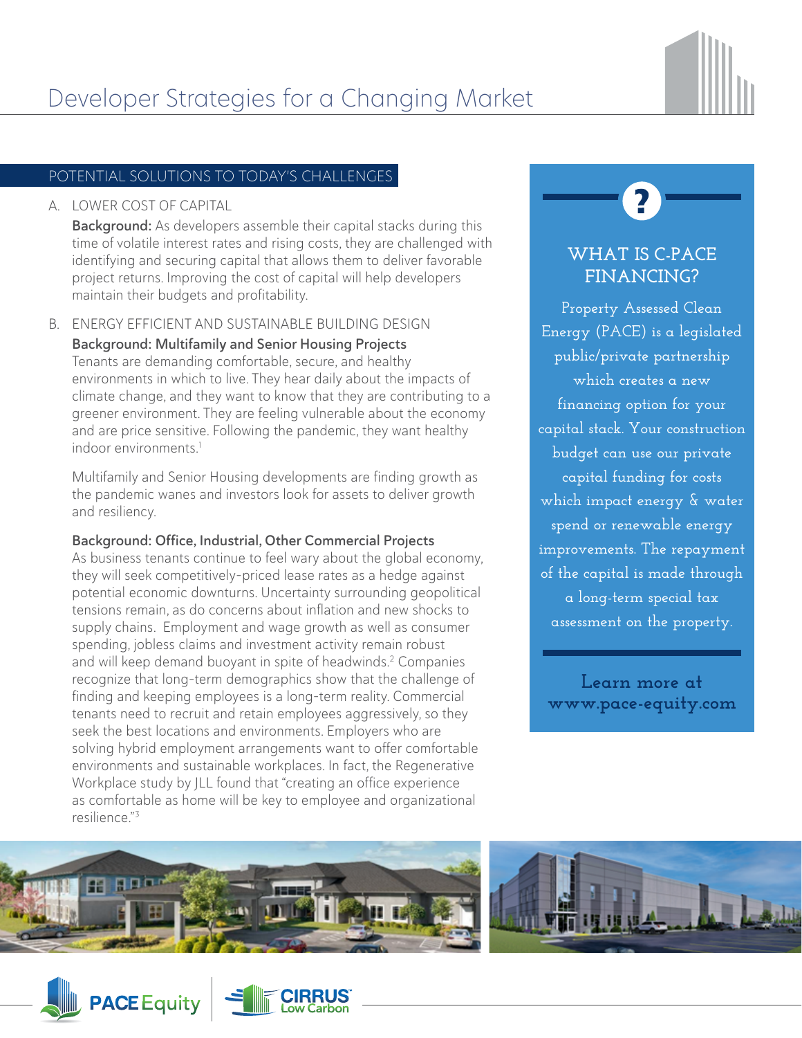# Developer Strategies for a Changing Market

## POTENTIAL SOLUTIONS TO TODAY'S CHALLENGES

A. LOWER COST OF CAPITAL

**Background:** As developers assemble their capital stacks during this time of volatile interest rates and rising costs, they are challenged with identifying and securing capital that allows them to deliver favorable project returns. Improving the cost of capital will help developers maintain their budgets and profitability.

B. ENERGY EFFICIENT AND SUSTAINABLE BUILDING DESIGN

**Background: Multifamily and Senior Housing Projects**
Tenants are demanding comfortable, secure, and healthy environments in which to live. They hear daily about the impacts of climate change, and they want to know that they are contributing to a greener environment. They are feeling vulnerable about the economy and are price sensitive. Following the pandemic, they want healthy indoor environments.[1]

Multifamily and Senior Housing developments are finding growth as the pandemic wanes and investors look for assets to deliver growth and resiliency.

**Background: Office, Industrial, Other Commercial Projects**
As business tenants continue to feel wary about the global economy, they will seek competitively-priced lease rates as a hedge against potential economic downturns. Uncertainty surrounding geopolitical tensions remain, as do concerns about inflation and new shocks to supply chains. Employment and wage growth as well as consumer spending, jobless claims and investment activity remain robust and will keep demand buoyant in spite of headwinds.[2] Companies recognize that long-term demographics show that the challenge of finding and keeping employees is a long-term reality. Commercial tenants need to recruit and retain employees aggressively, so they seek the best locations and environments. Employers who are solving hybrid employment arrangements want to offer comfortable environments and sustainable workplaces. In fact, the Regenerative Workplace study by JLL found that "creating an office experience as comfortable as home will be key to employee and organizational resilience."[3]

### WHAT IS C-PACE FINANCING?

Property Assessed Clean Energy (PACE) is a legislated public/private partnership which creates a new financing option for your capital stack. Your construction budget can use our private capital funding for costs which impact energy & water spend or renewable energy improvements. The repayment of the capital is made through a long-term special tax assessment on the property.

**Learn more at www.pace-equity.com**

PACE Equity | CIRRUS Low Carbon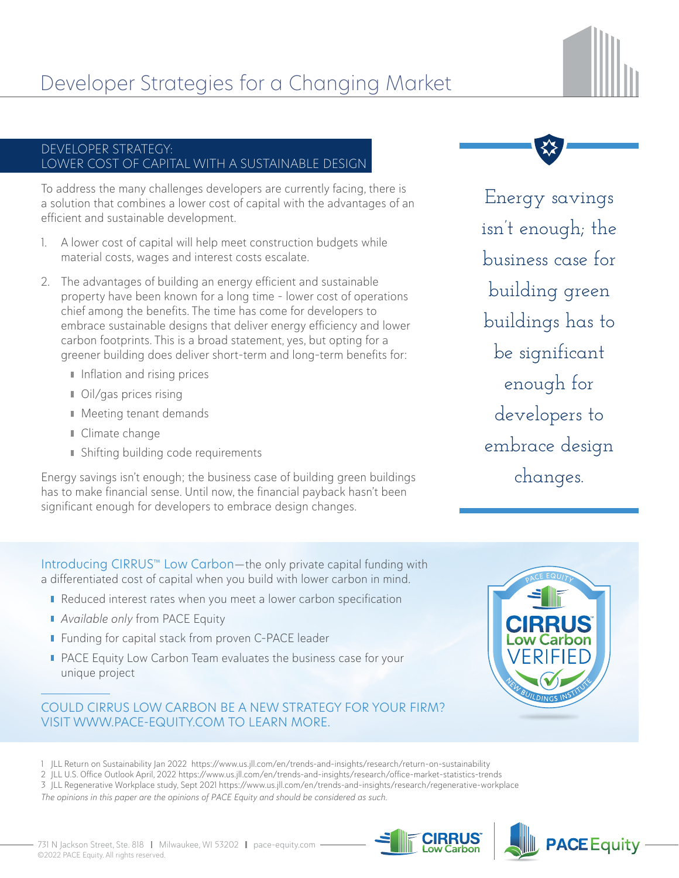# Developer Strategies for a Changing Market

## DEVELOPER STRATEGY: LOWER COST OF CAPITAL WITH A SUSTAINABLE DESIGN

To address the many challenges developers are currently facing, there is a solution that combines a lower cost of capital with the advantages of an efficient and sustainable development.

1. A lower cost of capital will help meet construction budgets while material costs, wages and interest costs escalate.
2. The advantages of building an energy efficient and sustainable property have been known for a long time - lower cost of operations chief among the benefits. The time has come for developers to embrace sustainable designs that deliver energy efficiency and lower carbon footprints. This is a broad statement, yes, but opting for a greener building does deliver short-term and long-term benefits for:
   - Inflation and rising prices
   - Oil/gas prices rising
   - Meeting tenant demands
   - Climate change
   - Shifting building code requirements

Energy savings isn't enough; the business case of building green buildings has to make financial sense. Until now, the financial payback hasn't been significant enough for developers to embrace design changes.

> Energy savings isn't enough; the business case for building green buildings has to be significant enough for developers to embrace design changes.

Introducing CIRRUS™ Low Carbon—the only private capital funding with a differentiated cost of capital when you build with lower carbon in mind.

- Reduced interest rates when you meet a lower carbon specification
- *Available only* from PACE Equity
- Funding for capital stack from proven C-PACE leader
- PACE Equity Low Carbon Team evaluates the business case for your unique project

PACE EQUITY CIRRUS™ Low Carbon VERIFIED NEW BUILDINGS INSTITUTE

COULD CIRRUS LOW CARBON BE A NEW STRATEGY FOR YOUR FIRM? VISIT WWW.PACE-EQUITY.COM TO LEARN MORE.

1 JLL Return on Sustainability Jan 2022 https://www.us.jll.com/en/trends-and-insights/research/return-on-sustainability
2 JLL U.S. Office Outlook April, 2022 https://www.us.jll.com/en/trends-and-insights/research/office-market-statistics-trends
3 JLL Regenerative Workplace study, Sept 2021 https://www.us.jll.com/en/trends-and-insights/research/regenerative-workplace

*The opinions in this paper are the opinions of PACE Equity and should be considered as such.*

731 N Jackson Street, Ste. 818 | Milwaukee, WI 53202 | pace-equity.com
©2022 PACE Equity. All rights reserved.

CIRRUS™ Low Carbon | PACE Equity